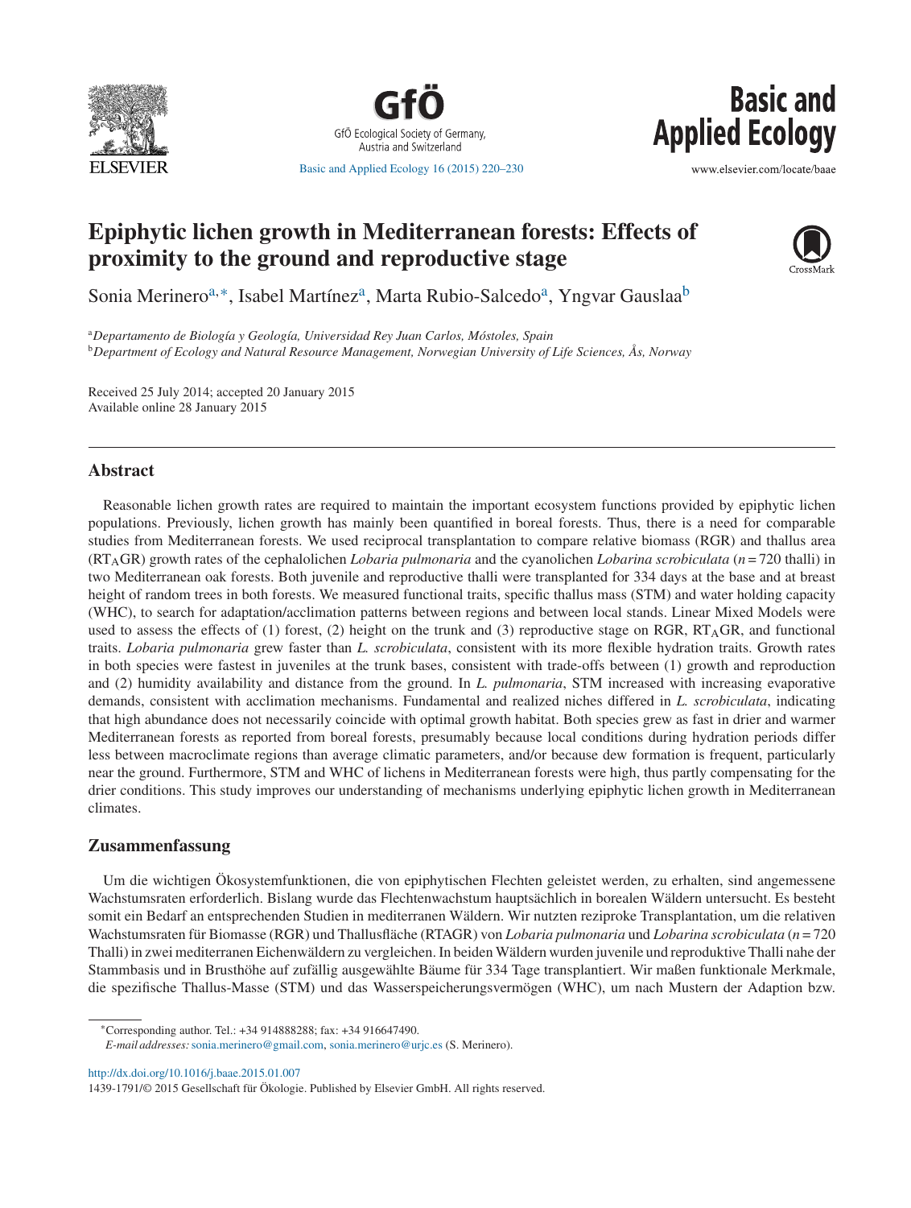# Epiphytic lichen growth in Mediterranean forests: Effects of proximity to the ground and reproductive stage

Sonia Merinero[a,*], Isabel Martínez[a], Marta Rubio-Salcedo[a], Yngvar Gauslaa[b]

[a]*Departamento de Biología y Geología, Universidad Rey Juan Carlos, Móstoles, Spain*
[b]*Department of Ecology and Natural Resource Management, Norwegian University of Life Sciences, Ås, Norway*

Received 25 July 2014; accepted 20 January 2015
Available online 28 January 2015

## Abstract

Reasonable lichen growth rates are required to maintain the important ecosystem functions provided by epiphytic lichen populations. Previously, lichen growth has mainly been quantified in boreal forests. Thus, there is a need for comparable studies from Mediterranean forests. We used reciprocal transplantation to compare relative biomass (RGR) and thallus area ($RT_AGR$) growth rates of the cephalolichen *Lobaria pulmonaria* and the cyanolichen *Lobarina scrobiculata* ($n = 720$ thalli) in two Mediterranean oak forests. Both juvenile and reproductive thalli were transplanted for 334 days at the base and at breast height of random trees in both forests. We measured functional traits, specific thallus mass (STM) and water holding capacity (WHC), to search for adaptation/acclimation patterns between regions and between local stands. Linear Mixed Models were used to assess the effects of (1) forest, (2) height on the trunk and (3) reproductive stage on RGR, $RT_AGR$, and functional traits. *Lobaria pulmonaria* grew faster than *L. scrobiculata*, consistent with its more flexible hydration traits. Growth rates in both species were fastest in juveniles at the trunk bases, consistent with trade-offs between (1) growth and reproduction and (2) humidity availability and distance from the ground. In *L. pulmonaria*, STM increased with increasing evaporative demands, consistent with acclimation mechanisms. Fundamental and realized niches differed in *L. scrobiculata*, indicating that high abundance does not necessarily coincide with optimal growth habitat. Both species grew as fast in drier and warmer Mediterranean forests as reported from boreal forests, presumably because local conditions during hydration periods differ less between macroclimate regions than average climatic parameters, and/or because dew formation is frequent, particularly near the ground. Furthermore, STM and WHC of lichens in Mediterranean forests were high, thus partly compensating for the drier conditions. This study improves our understanding of mechanisms underlying epiphytic lichen growth in Mediterranean climates.

## Zusammenfassung

Um die wichtigen Ökosystemfunktionen, die von epiphytischen Flechten geleistet werden, zu erhalten, sind angemessene Wachstumsraten erforderlich. Bislang wurde das Flechtenwachstum hauptsächlich in borealen Wäldern untersucht. Es besteht somit ein Bedarf an entsprechenden Studien in mediterranen Wäldern. Wir nutzten reziproke Transplantation, um die relativen Wachstumsraten für Biomasse (RGR) und Thallusfläche (RTAGR) von *Lobaria pulmonaria* und *Lobarina scrobiculata* ($n = 720$ Thalli) in zwei mediterranen Eichenwäldern zu vergleichen. In beiden Wäldern wurden juvenile und reproduktive Thalli nahe der Stammbasis und in Brusthöhe auf zufällig ausgewählte Bäume für 334 Tage transplantiert. Wir maßen funktionale Merkmale, die spezifische Thallus-Masse (STM) und das Wasserspeicherungsvermögen (WHC), um nach Mustern der Adaption bzw.

*Corresponding author. Tel.: +34 914888288; fax: +34 916647490.
*E-mail addresses:* sonia.merinero@gmail.com, sonia.merinero@urjc.es (S. Merinero).

http://dx.doi.org/10.1016/j.baae.2015.01.007
1439-1791/© 2015 Gesellschaft für Ökologie. Published by Elsevier GmbH. All rights reserved.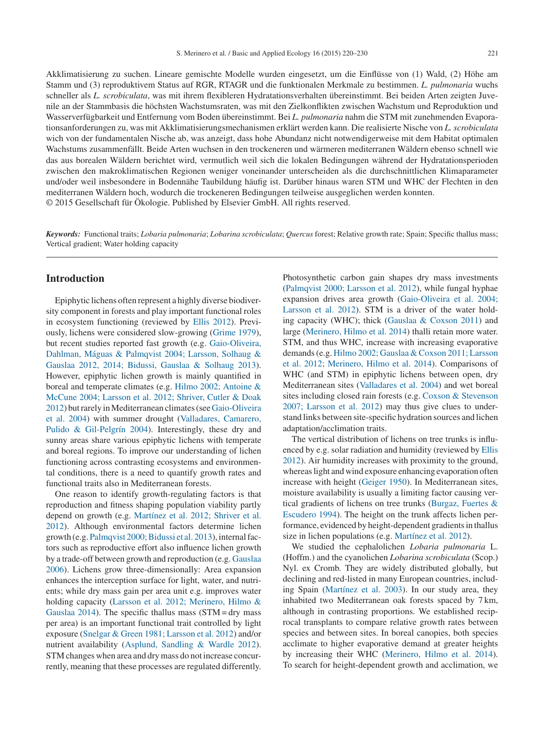Akklimatisierung zu suchen. Lineare gemischte Modelle wurden eingesetzt, um die Einflüsse von (1) Wald, (2) Höhe am Stamm und (3) reproduktivem Status auf RGR, RTAGR und die funktionalen Merkmale zu bestimmen. *L. pulmonaria* wuchs schneller als *L. scrobiculata*, was mit ihrem flexibleren Hydratationsverhalten übereinstimmt. Bei beiden Arten zeigten Juvenile an der Stammbasis die höchsten Wachstumsraten, was mit den Zielkonflikten zwischen Wachstum und Reproduktion und Wasserverfügbarkeit und Entfernung vom Boden übereinstimmt. Bei *L. pulmonaria* nahm die STM mit zunehmenden Evaporationsanforderungen zu, was mit Akklimatisierungsmechanismen erklärt werden kann. Die realisierte Nische von *L. scrobiculata* wich von der fundamentalen Nische ab, was anzeigt, dass hohe Abundanz nicht notwendigerweise mit dem Habitat optimalen Wachstums zusammenfällt. Beide Arten wuchsen in den trockeneren und wärmeren mediterranen Wäldern ebenso schnell wie das aus borealen Wäldern berichtet wird, vermutlich weil sich die lokalen Bedingungen während der Hydratationsperioden zwischen den makroklimatischen Regionen weniger voneinander unterscheiden als die durchschnittlichen Klimaparameter und/oder weil insbesondere in Bodennähe Taubildung häufig ist. Darüber hinaus waren STM und WHC der Flechten in den mediterranen Wäldern hoch, wodurch die trockeneren Bedingungen teilweise ausgeglichen werden konnten.
© 2015 Gesellschaft für Ökologie. Published by Elsevier GmbH. All rights reserved.

***Keywords:*** Functional traits; *Lobaria pulmonaria*; *Lobarina scrobiculata*; *Quercus* forest; Relative growth rate; Spain; Specific thallus mass; Vertical gradient; Water holding capacity

## Introduction

Epiphytic lichens often represent a highly diverse biodiversity component in forests and play important functional roles in ecosystem functioning (reviewed by Ellis 2012). Previously, lichens were considered slow-growing (Grime 1979), but recent studies reported fast growth (e.g. Gaio-Oliveira, Dahlman, Máguas & Palmqvist 2004; Larsson, Solhaug & Gauslaa 2012, 2014; Bidussi, Gauslaa & Solhaug 2013). However, epiphytic lichen growth is mainly quantified in boreal and temperate climates (e.g. Hilmo 2002; Antoine & McCune 2004; Larsson et al. 2012; Shriver, Cutler & Doak 2012) but rarely in Mediterranean climates (see Gaio-Oliveira et al. 2004) with summer drought (Valladares, Camarero, Pulido & Gil-Pelgrín 2004). Interestingly, these dry and sunny areas share various epiphytic lichens with temperate and boreal regions. To improve our understanding of lichen functioning across contrasting ecosystems and environmental conditions, there is a need to quantify growth rates and functional traits also in Mediterranean forests.

One reason to identify growth-regulating factors is that reproduction and fitness shaping population viability partly depend on growth (e.g. Martínez et al. 2012; Shriver et al. 2012). Although environmental factors determine lichen growth (e.g. Palmqvist 2000; Bidussi et al. 2013), internal factors such as reproductive effort also influence lichen growth by a trade-off between growth and reproduction (e.g. Gauslaa 2006). Lichens grow three-dimensionally: Area expansion enhances the interception surface for light, water, and nutrients; while dry mass gain per area unit e.g. improves water holding capacity (Larsson et al. 2012; Merinero, Hilmo & Gauslaa 2014). The specific thallus mass (STM = dry mass per area) is an important functional trait controlled by light exposure (Snelgar & Green 1981; Larsson et al. 2012) and/or nutrient availability (Asplund, Sandling & Wardle 2012). STM changes when area and dry mass do not increase concurrently, meaning that these processes are regulated differently. Photosynthetic carbon gain shapes dry mass investments (Palmqvist 2000; Larsson et al. 2012), while fungal hyphae expansion drives area growth (Gaio-Oliveira et al. 2004; Larsson et al. 2012). STM is a driver of the water holding capacity (WHC); thick (Gauslaa & Coxson 2011) and large (Merinero, Hilmo et al. 2014) thalli retain more water. STM, and thus WHC, increase with increasing evaporative demands (e.g. Hilmo 2002; Gauslaa & Coxson 2011; Larsson et al. 2012; Merinero, Hilmo et al. 2014). Comparisons of WHC (and STM) in epiphytic lichens between open, dry Mediterranean sites (Valladares et al. 2004) and wet boreal sites including closed rain forests (e.g. Coxson & Stevenson 2007; Larsson et al. 2012) may thus give clues to understand links between site-specific hydration sources and lichen adaptation/acclimation traits.

The vertical distribution of lichens on tree trunks is influenced by e.g. solar radiation and humidity (reviewed by Ellis 2012). Air humidity increases with proximity to the ground, whereas light and wind exposure enhancing evaporation often increase with height (Geiger 1950). In Mediterranean sites, moisture availability is usually a limiting factor causing vertical gradients of lichens on tree trunks (Burgaz, Fuertes & Escudero 1994). The height on the trunk affects lichen performance, evidenced by height-dependent gradients in thallus size in lichen populations (e.g. Martínez et al. 2012).

We studied the cephalolichen *Lobaria pulmonaria* L. (Hoffm.) and the cyanolichen *Lobarina scrobiculata* (Scop.) Nyl. ex Cromb. They are widely distributed globally, but declining and red-listed in many European countries, including Spain (Martínez et al. 2003). In our study area, they inhabited two Mediterranean oak forests spaced by 7 km, although in contrasting proportions. We established reciprocal transplants to compare relative growth rates between species and between sites. In boreal canopies, both species acclimate to higher evaporative demand at greater heights by increasing their WHC (Merinero, Hilmo et al. 2014). To search for height-dependent growth and acclimation, we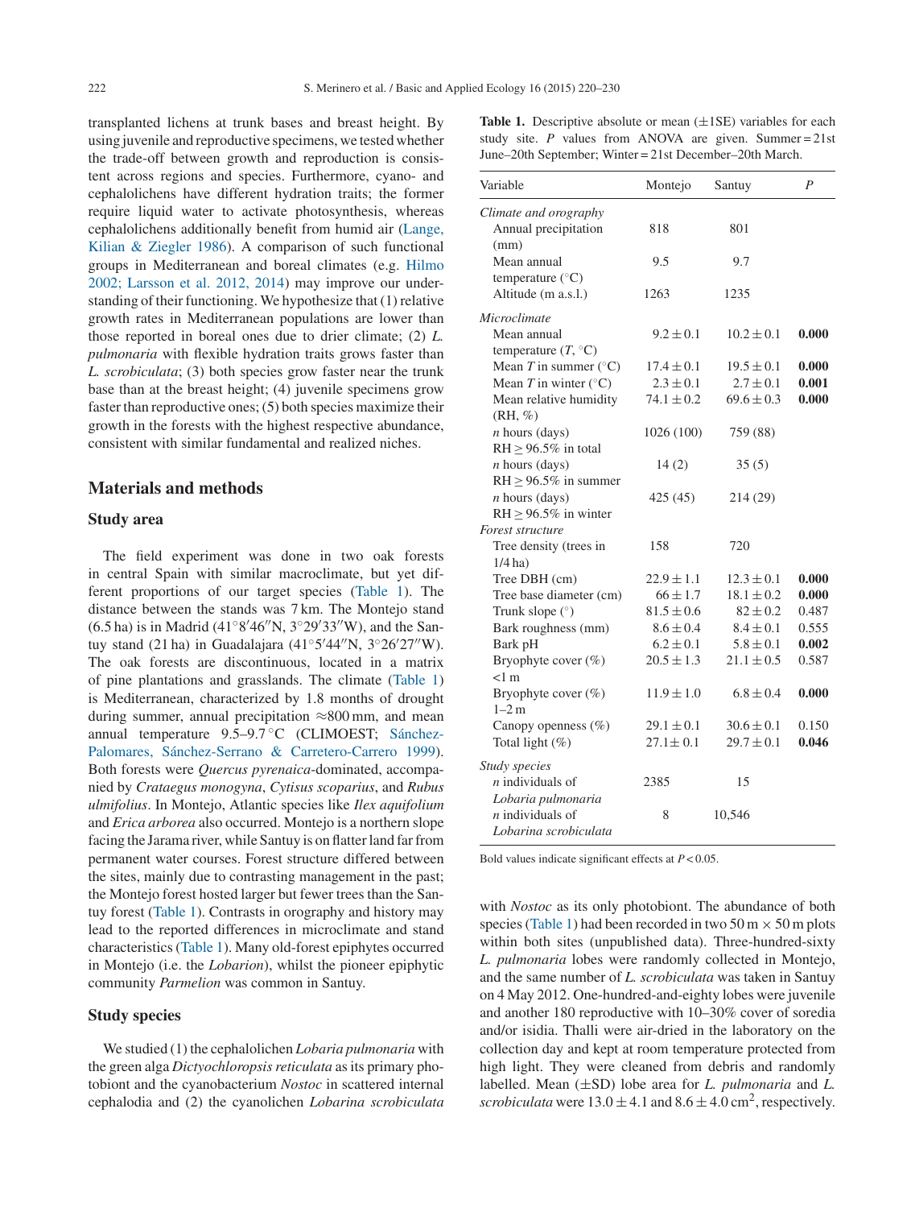transplanted lichens at trunk bases and breast height. By using juvenile and reproductive specimens, we tested whether the trade-off between growth and reproduction is consistent across regions and species. Furthermore, cyano- and cephalolichens have different hydration traits; the former require liquid water to activate photosynthesis, whereas cephalolichens additionally benefit from humid air (Lange, Kilian & Ziegler 1986). A comparison of such functional groups in Mediterranean and boreal climates (e.g. Hilmo 2002; Larsson et al. 2012, 2014) may improve our understanding of their functioning. We hypothesize that (1) relative growth rates in Mediterranean populations are lower than those reported in boreal ones due to drier climate; (2) *L. pulmonaria* with flexible hydration traits grows faster than *L. scrobiculata*; (3) both species grow faster near the trunk base than at the breast height; (4) juvenile specimens grow faster than reproductive ones; (5) both species maximize their growth in the forests with the highest respective abundance, consistent with similar fundamental and realized niches.

## Materials and methods

### Study area

The field experiment was done in two oak forests in central Spain with similar macroclimate, but yet different proportions of our target species (Table 1). The distance between the stands was 7 km. The Montejo stand (6.5 ha) is in Madrid (41°8′46″N, 3°29′33″W), and the Santuy stand (21 ha) in Guadalajara (41°5′44″N, 3°26′27″W). The oak forests are discontinuous, located in a matrix of pine plantations and grasslands. The climate (Table 1) is Mediterranean, characterized by 1.8 months of drought during summer, annual precipitation ≈800 mm, and mean annual temperature 9.5–9.7 °C (CLIMOEST; Sánchez-Palomares, Sánchez-Serrano & Carretero-Carrero 1999). Both forests were *Quercus pyrenaica*-dominated, accompanied by *Crataegus monogyna*, *Cytisus scoparius*, and *Rubus ulmifolius*. In Montejo, Atlantic species like *Ilex aquifolium* and *Erica arborea* also occurred. Montejo is a northern slope facing the Jarama river, while Santuy is on flatter land far from permanent water courses. Forest structure differed between the sites, mainly due to contrasting management in the past; the Montejo forest hosted larger but fewer trees than the Santuy forest (Table 1). Contrasts in orography and history may lead to the reported differences in microclimate and stand characteristics (Table 1). Many old-forest epiphytes occurred in Montejo (i.e. the *Lobarion*), whilst the pioneer epiphytic community *Parmelion* was common in Santuy.

### Study species

We studied (1) the cephalolichen *Lobaria pulmonaria* with the green alga *Dictyochloropsis reticulata* as its primary photobiont and the cyanobacterium *Nostoc* in scattered internal cephalodia and (2) the cyanolichen *Lobarina scrobiculata* with *Nostoc* as its only photobiont. The abundance of both species (Table 1) had been recorded in two 50 m × 50 m plots within both sites (unpublished data). Three-hundred-sixty *L. pulmonaria* lobes were randomly collected in Montejo, and the same number of *L. scrobiculata* was taken in Santuy on 4 May 2012. One-hundred-and-eighty lobes were juvenile and another 180 reproductive with 10–30% cover of soredia and/or isidia. Thalli were air-dried in the laboratory on the collection day and kept at room temperature protected from high light. They were cleaned from debris and randomly labelled. Mean (±SD) lobe area for *L. pulmonaria* and *L. scrobiculata* were 13.0 ± 4.1 and 8.6 ± 4.0 cm$^2$, respectively.

**Table 1.** Descriptive absolute or mean (±1SE) variables for each study site. *P* values from ANOVA are given. Summer = 21st June–20th September; Winter = 21st December–20th March.

| Variable | Montejo | Santuy | *P* |
|---|---|---|---|
| *Climate and orography* | | | |
| Annual precipitation (mm) | 818 | 801 | |
| Mean annual temperature (°C) | 9.5 | 9.7 | |
| Altitude (m a.s.l.) | 1263 | 1235 | |
| *Microclimate* | | | |
| Mean annual temperature (*T*, °C) | 9.2 ± 0.1 | 10.2 ± 0.1 | **0.000** |
| Mean *T* in summer (°C) | 17.4 ± 0.1 | 19.5 ± 0.1 | **0.000** |
| Mean *T* in winter (°C) | 2.3 ± 0.1 | 2.7 ± 0.1 | **0.001** |
| Mean relative humidity (RH, %) | 74.1 ± 0.2 | 69.6 ± 0.3 | **0.000** |
| *n* hours (days) RH ≥ 96.5% in total | 1026 (100) | 759 (88) | |
| *n* hours (days) RH ≥ 96.5% in summer | 14 (2) | 35 (5) | |
| *n* hours (days) RH ≥ 96.5% in winter | 425 (45) | 214 (29) | |
| *Forest structure* | | | |
| Tree density (trees in 1/4 ha) | 158 | 720 | |
| Tree DBH (cm) | 22.9 ± 1.1 | 12.3 ± 0.1 | **0.000** |
| Tree base diameter (cm) | 66 ± 1.7 | 18.1 ± 0.2 | **0.000** |
| Trunk slope (°) | 81.5 ± 0.6 | 82 ± 0.2 | 0.487 |
| Bark roughness (mm) | 8.6 ± 0.4 | 8.4 ± 0.1 | 0.555 |
| Bark pH | 6.2 ± 0.1 | 5.8 ± 0.1 | **0.002** |
| Bryophyte cover (%) <1 m | 20.5 ± 1.3 | 21.1 ± 0.5 | 0.587 |
| Bryophyte cover (%) 1–2 m | 11.9 ± 1.0 | 6.8 ± 0.4 | **0.000** |
| Canopy openness (%) | 29.1 ± 0.1 | 30.6 ± 0.1 | 0.150 |
| Total light (%) | 27.1 ± 0.1 | 29.7 ± 0.1 | **0.046** |
| *Study species* | | | |
| *n* individuals of *Lobaria pulmonaria* | 2385 | 15 | |
| *n* individuals of *Lobarina scrobiculata* | 8 | 10,546 | |

Bold values indicate significant effects at $P < 0.05$.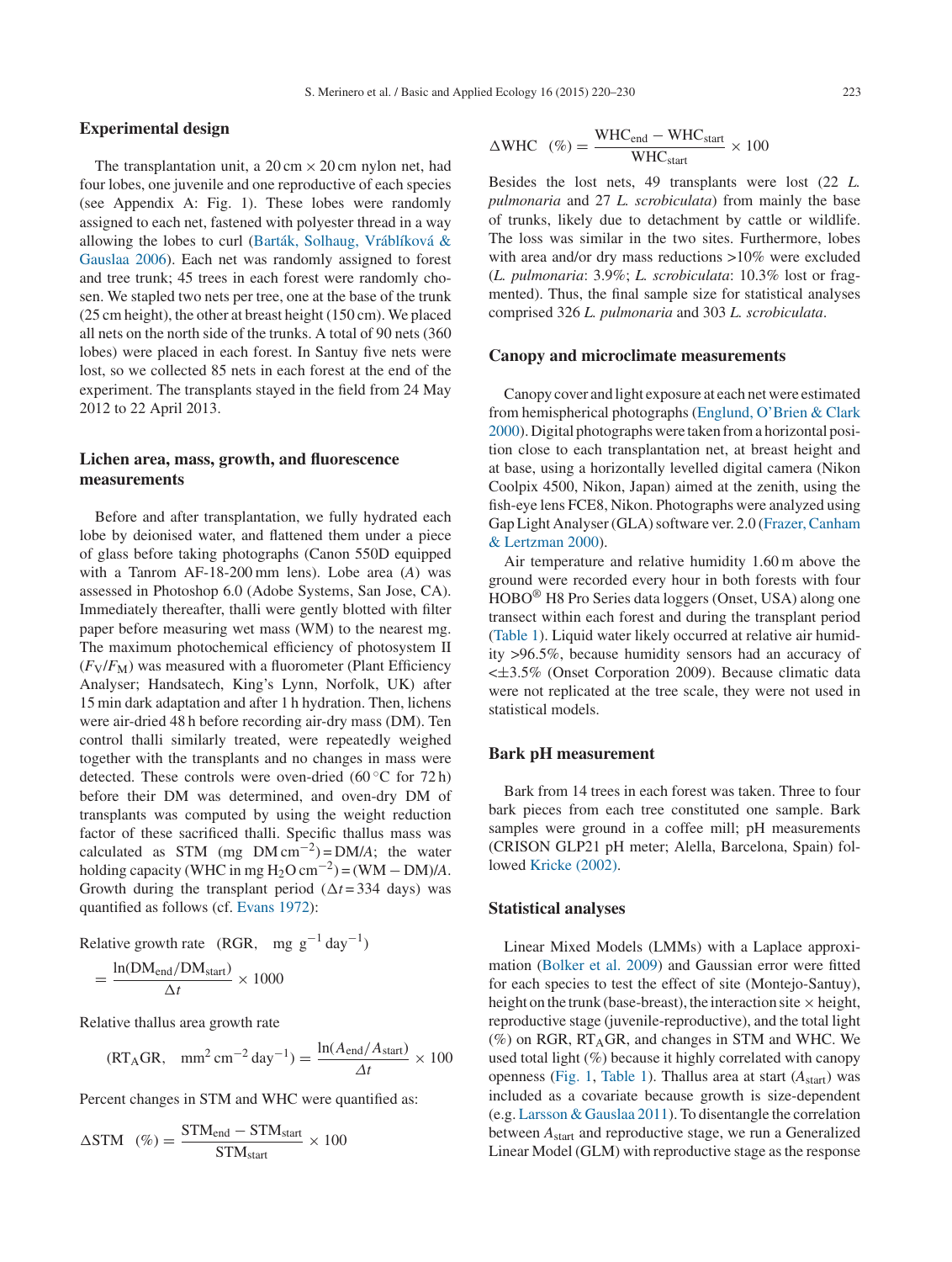## Experimental design

The transplantation unit, a 20 cm × 20 cm nylon net, had four lobes, one juvenile and one reproductive of each species (see Appendix A: Fig. 1). These lobes were randomly assigned to each net, fastened with polyester thread in a way allowing the lobes to curl (Barták, Solhaug, Vráblíková & Gauslaa 2006). Each net was randomly assigned to forest and tree trunk; 45 trees in each forest were randomly chosen. We stapled two nets per tree, one at the base of the trunk (25 cm height), the other at breast height (150 cm). We placed all nets on the north side of the trunks. A total of 90 nets (360 lobes) were placed in each forest. In Santuy five nets were lost, so we collected 85 nets in each forest at the end of the experiment. The transplants stayed in the field from 24 May 2012 to 22 April 2013.

## Lichen area, mass, growth, and fluorescence measurements

Before and after transplantation, we fully hydrated each lobe by deionised water, and flattened them under a piece of glass before taking photographs (Canon 550D equipped with a Tanrom AF-18-200 mm lens). Lobe area ($A$) was assessed in Photoshop 6.0 (Adobe Systems, San Jose, CA). Immediately thereafter, thalli were gently blotted with filter paper before measuring wet mass (WM) to the nearest mg. The maximum photochemical efficiency of photosystem II ($F_V/F_M$) was measured with a fluorometer (Plant Efficiency Analyser; Handsatech, King's Lynn, Norfolk, UK) after 15 min dark adaptation and after 1 h hydration. Then, lichens were air-dried 48 h before recording air-dry mass (DM). Ten control thalli similarly treated, were repeatedly weighed together with the transplants and no changes in mass were detected. These controls were oven-dried (60 °C for 72 h) before their DM was determined, and oven-dry DM of transplants was computed by using the weight reduction factor of these sacrificed thalli. Specific thallus mass was calculated as STM (mg DM cm$^{-2}$) = DM/$A$; the water holding capacity (WHC in mg $H_2O$ cm$^{-2}$) = (WM − DM)/$A$. Growth during the transplant period ($\Delta t$ = 334 days) was quantified as follows (cf. Evans 1972):

$$\text{Relative growth rate} \quad (\text{RGR}, \quad \text{mg g}^{-1}\,\text{day}^{-1}) = \frac{\ln(\text{DM}_{\text{end}}/\text{DM}_{\text{start}})}{\Delta t} \times 1000$$

Relative thallus area growth rate

$$(\text{RT}_{\text{A}}\text{GR}, \quad \text{mm}^2\,\text{cm}^{-2}\,\text{day}^{-1}) = \frac{\ln(A_{\text{end}}/A_{\text{start}})}{\Delta t} \times 100$$

Percent changes in STM and WHC were quantified as:

$$\Delta\text{STM} \quad (\%) = \frac{\text{STM}_{\text{end}} - \text{STM}_{\text{start}}}{\text{STM}_{\text{start}}} \times 100$$

$$\Delta\text{WHC} \quad (\%) = \frac{\text{WHC}_{\text{end}} - \text{WHC}_{\text{start}}}{\text{WHC}_{\text{start}}} \times 100$$

Besides the lost nets, 49 transplants were lost (22 *L. pulmonaria* and 27 *L. scrobiculata*) from mainly the base of trunks, likely due to detachment by cattle or wildlife. The loss was similar in the two sites. Furthermore, lobes with area and/or dry mass reductions >10% were excluded (*L. pulmonaria*: 3.9%; *L. scrobiculata*: 10.3% lost or fragmented). Thus, the final sample size for statistical analyses comprised 326 *L. pulmonaria* and 303 *L. scrobiculata*.

## Canopy and microclimate measurements

Canopy cover and light exposure at each net were estimated from hemispherical photographs (Englund, O'Brien & Clark 2000). Digital photographs were taken from a horizontal position close to each transplantation net, at breast height and at base, using a horizontally levelled digital camera (Nikon Coolpix 4500, Nikon, Japan) aimed at the zenith, using the fish-eye lens FCE8, Nikon. Photographs were analyzed using Gap Light Analyser (GLA) software ver. 2.0 (Frazer, Canham & Lertzman 2000).

Air temperature and relative humidity 1.60 m above the ground were recorded every hour in both forests with four HOBO® H8 Pro Series data loggers (Onset, USA) along one transect within each forest and during the transplant period (Table 1). Liquid water likely occurred at relative air humidity >96.5%, because humidity sensors had an accuracy of <±3.5% (Onset Corporation 2009). Because climatic data were not replicated at the tree scale, they were not used in statistical models.

## Bark pH measurement

Bark from 14 trees in each forest was taken. Three to four bark pieces from each tree constituted one sample. Bark samples were ground in a coffee mill; pH measurements (CRISON GLP21 pH meter; Alella, Barcelona, Spain) followed Kricke (2002).

## Statistical analyses

Linear Mixed Models (LMMs) with a Laplace approximation (Bolker et al. 2009) and Gaussian error were fitted for each species to test the effect of site (Montejo-Santuy), height on the trunk (base-breast), the interaction site × height, reproductive stage (juvenile-reproductive), and the total light (%) on RGR, RT$_A$GR, and changes in STM and WHC. We used total light (%) because it highly correlated with canopy openness (Fig. 1, Table 1). Thallus area at start ($A_{\text{start}}$) was included as a covariate because growth is size-dependent (e.g. Larsson & Gauslaa 2011). To disentangle the correlation between $A_{\text{start}}$ and reproductive stage, we run a Generalized Linear Model (GLM) with reproductive stage as the response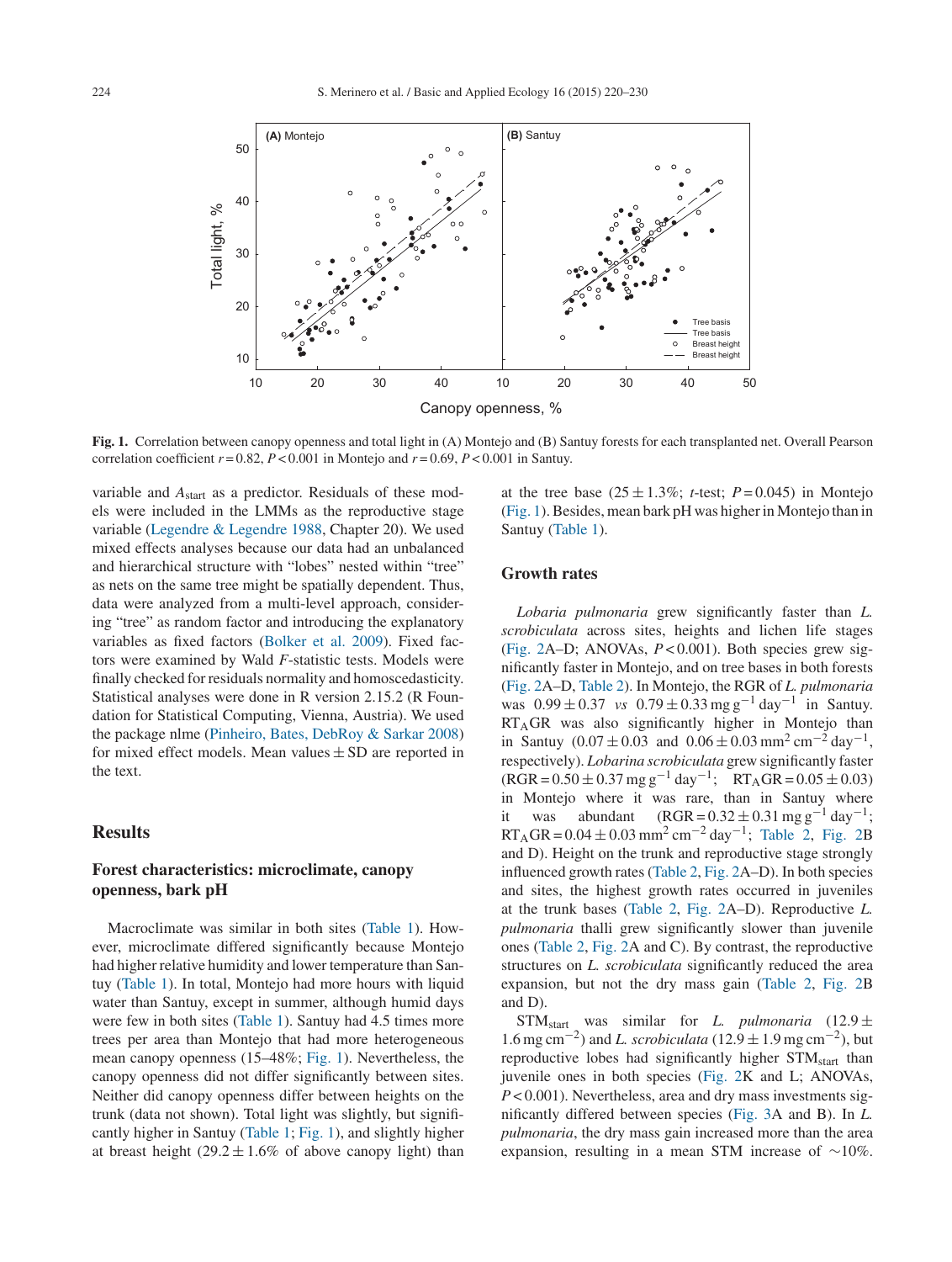**Fig. 1.** Correlation between canopy openness and total light in (A) Montejo and (B) Santuy forests for each transplanted net. Overall Pearson correlation coefficient $r = 0.82$, $P < 0.001$ in Montejo and $r = 0.69$, $P < 0.001$ in Santuy.

variable and $A_{start}$ as a predictor. Residuals of these models were included in the LMMs as the reproductive stage variable (Legendre & Legendre 1988, Chapter 20). We used mixed effects analyses because our data had an unbalanced and hierarchical structure with "lobes" nested within "tree" as nets on the same tree might be spatially dependent. Thus, data were analyzed from a multi-level approach, considering "tree" as random factor and introducing the explanatory variables as fixed factors (Bolker et al. 2009). Fixed factors were examined by Wald $F$-statistic tests. Models were finally checked for residuals normality and homoscedasticity. Statistical analyses were done in R version 2.15.2 (R Foundation for Statistical Computing, Vienna, Austria). We used the package nlme (Pinheiro, Bates, DebRoy & Sarkar 2008) for mixed effect models. Mean values ± SD are reported in the text.

## Results

### Forest characteristics: microclimate, canopy openness, bark pH

Macroclimate was similar in both sites (Table 1). However, microclimate differed significantly because Montejo had higher relative humidity and lower temperature than Santuy (Table 1). In total, Montejo had more hours with liquid water than Santuy, except in summer, although humid days were few in both sites (Table 1). Santuy had 4.5 times more trees per area than Montejo that had more heterogeneous mean canopy openness (15–48%; Fig. 1). Nevertheless, the canopy openness did not differ significantly between sites. Neither did canopy openness differ between heights on the trunk (data not shown). Total light was slightly, but significantly higher in Santuy (Table 1; Fig. 1), and slightly higher at breast height (29.2 ± 1.6% of above canopy light) than at the tree base (25 ± 1.3%; $t$-test; $P = 0.045$) in Montejo (Fig. 1). Besides, mean bark pH was higher in Montejo than in Santuy (Table 1).

### Growth rates

*Lobaria pulmonaria* grew significantly faster than *L. scrobiculata* across sites, heights and lichen life stages (Fig. 2A–D; ANOVAs, $P < 0.001$). Both species grew significantly faster in Montejo, and on tree bases in both forests (Fig. 2A–D, Table 2). In Montejo, the RGR of *L. pulmonaria* was $0.99 \pm 0.37$ *vs* $0.79 \pm 0.33\,\text{mg g}^{-1}\,\text{day}^{-1}$ in Santuy. $\text{RT}_\text{A}\text{GR}$ was also significantly higher in Montejo than in Santuy ($0.07 \pm 0.03$ and $0.06 \pm 0.03\,\text{mm}^2\,\text{cm}^{-2}\,\text{day}^{-1}$, respectively). *Lobarina scrobiculata* grew significantly faster ($\text{RGR} = 0.50 \pm 0.37\,\text{mg g}^{-1}\,\text{day}^{-1}$; $\text{RT}_\text{A}\text{GR} = 0.05 \pm 0.03$) in Montejo where it was rare, than in Santuy where it was abundant ($\text{RGR} = 0.32 \pm 0.31\,\text{mg g}^{-1}\,\text{day}^{-1}$; $\text{RT}_\text{A}\text{GR} = 0.04 \pm 0.03\,\text{mm}^2\,\text{cm}^{-2}\,\text{day}^{-1}$; Table 2, Fig. 2B and D). Height on the trunk and reproductive stage strongly influenced growth rates (Table 2, Fig. 2A–D). In both species and sites, the highest growth rates occurred in juveniles at the trunk bases (Table 2, Fig. 2A–D). Reproductive *L. pulmonaria* thalli grew significantly slower than juvenile ones (Table 2, Fig. 2A and C). By contrast, the reproductive structures on *L. scrobiculata* significantly reduced the area expansion, but not the dry mass gain (Table 2, Fig. 2B and D).

$\text{STM}_\text{start}$ was similar for *L. pulmonaria* ($12.9 \pm 1.6\,\text{mg cm}^{-2}$) and *L. scrobiculata* ($12.9 \pm 1.9\,\text{mg cm}^{-2}$), but reproductive lobes had significantly higher $\text{STM}_\text{start}$ than juvenile ones in both species (Fig. 2K and L; ANOVAs, $P < 0.001$). Nevertheless, area and dry mass investments significantly differed between species (Fig. 3A and B). In *L. pulmonaria*, the dry mass gain increased more than the area expansion, resulting in a mean STM increase of ~10%.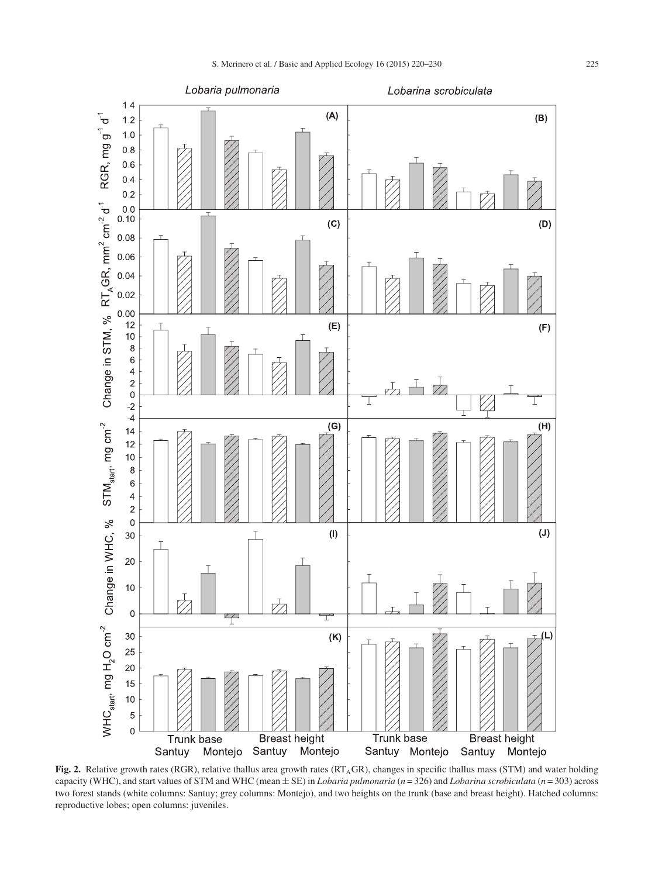**Fig. 2.** Relative growth rates (RGR), relative thallus area growth rates ($RT_AGR$), changes in specific thallus mass (STM) and water holding capacity (WHC), and start values of STM and WHC (mean ± SE) in *Lobaria pulmonaria* ($n = 326$) and *Lobarina scrobiculata* ($n = 303$) across two forest stands (white columns: Santuy; grey columns: Montejo), and two heights on the trunk (base and breast height). Hatched columns: reproductive lobes; open columns: juveniles.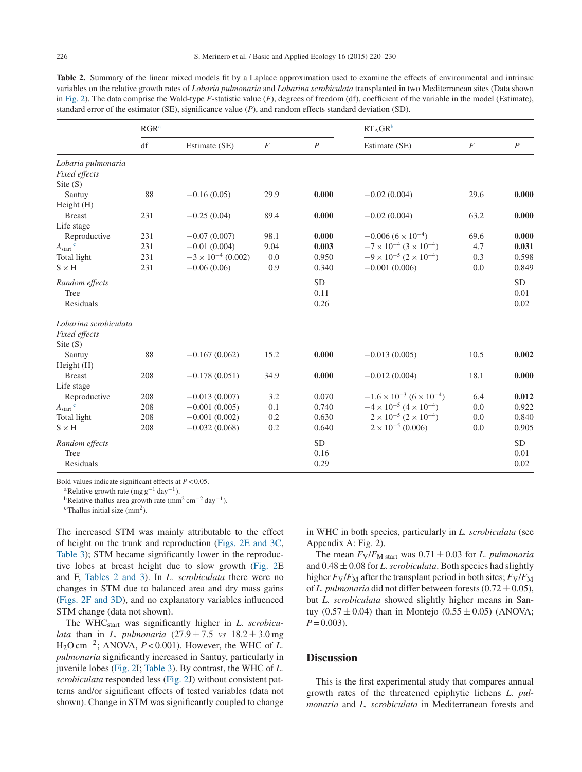**Table 2.** Summary of the linear mixed models fit by a Laplace approximation used to examine the effects of environmental and intrinsic variables on the relative growth rates of *Lobaria pulmonaria* and *Lobarina scrobiculata* transplanted in two Mediterranean sites (Data shown in Fig. 2). The data comprise the Wald-type *F*-statistic value (*F*), degrees of freedom (df), coefficient of the variable in the model (Estimate), standard error of the estimator (SE), significance value (*P*), and random effects standard deviation (SD).

| | RGR[a] | | | | RT$_A$GR[b] | | |
|---|---|---|---|---|---|---|---|
| | df | Estimate (SE) | *F* | *P* | Estimate (SE) | *F* | *P* |
| ***Lobaria pulmonaria*** | | | | | | | |
| *Fixed effects* | | | | | | | |
| Site (S) | | | | | | | |
| Santuy | 88 | −0.16 (0.05) | 29.9 | **0.000** | −0.02 (0.004) | 29.6 | **0.000** |
| Height (H) | | | | | | | |
| Breast | 231 | −0.25 (0.04) | 89.4 | **0.000** | −0.02 (0.004) | 63.2 | **0.000** |
| Life stage | | | | | | | |
| Reproductive | 231 | −0.07 (0.007) | 98.1 | **0.000** | −0.006 ($6 \times 10^{-4}$) | 69.6 | **0.000** |
| $A_{start}$ [c] | 231 | −0.01 (0.004) | 9.04 | **0.003** | $-7 \times 10^{-4}$ ($3 \times 10^{-4}$) | 4.7 | **0.031** |
| Total light | 231 | $-3 \times 10^{-4}$ (0.002) | 0.0 | 0.950 | $-9 \times 10^{-5}$ ($2 \times 10^{-4}$) | 0.3 | 0.598 |
| S × H | 231 | −0.06 (0.06) | 0.9 | 0.340 | −0.001 (0.006) | 0.0 | 0.849 |
| *Random effects* | | | | SD | | | SD |
| Tree | | | | 0.11 | | | 0.01 |
| Residuals | | | | 0.26 | | | 0.02 |
| ***Lobarina scrobiculata*** | | | | | | | |
| *Fixed effects* | | | | | | | |
| Site (S) | | | | | | | |
| Santuy | 88 | −0.167 (0.062) | 15.2 | **0.000** | −0.013 (0.005) | 10.5 | **0.002** |
| Height (H) | | | | | | | |
| Breast | 208 | −0.178 (0.051) | 34.9 | **0.000** | −0.012 (0.004) | 18.1 | **0.000** |
| Life stage | | | | | | | |
| Reproductive | 208 | −0.013 (0.007) | 3.2 | 0.070 | $-1.6 \times 10^{-3}$ ($6 \times 10^{-4}$) | 6.4 | **0.012** |
| $A_{start}$ [c] | 208 | −0.001 (0.005) | 0.1 | 0.740 | $-4 \times 10^{-5}$ ($4 \times 10^{-4}$) | 0.0 | 0.922 |
| Total light | 208 | −0.001 (0.002) | 0.2 | 0.630 | $2 \times 10^{-5}$ ($2 \times 10^{-4}$) | 0.0 | 0.840 |
| S × H | 208 | −0.032 (0.068) | 0.2 | 0.640 | $2 \times 10^{-5}$ (0.006) | 0.0 | 0.905 |
| *Random effects* | | | | SD | | | SD |
| Tree | | | | 0.16 | | | 0.01 |
| Residuals | | | | 0.29 | | | 0.02 |

Bold values indicate significant effects at $P < 0.05$.

[a] Relative growth rate (mg g$^{-1}$ day$^{-1}$).

[b] Relative thallus area growth rate (mm$^2$ cm$^{-2}$ day$^{-1}$).

[c] Thallus initial size (mm$^2$).

The increased STM was mainly attributable to the effect of height on the trunk and reproduction (Figs. 2E and 3C, Table 3); STM became significantly lower in the reproductive lobes at breast height due to slow growth (Fig. 2E and F, Tables 2 and 3). In *L. scrobiculata* there were no changes in STM due to balanced area and dry mass gains (Figs. 2F and 3D), and no explanatory variables influenced STM change (data not shown).

The WHC$_{start}$ was significantly higher in *L. scrobiculata* than in *L. pulmonaria* (27.9 ± 7.5 *vs* 18.2 ± 3.0 mg $H_2O$ cm$^{-2}$; ANOVA, $P < 0.001$). However, the WHC of *L. pulmonaria* significantly increased in Santuy, particularly in juvenile lobes (Fig. 2I; Table 3). By contrast, the WHC of *L. scrobiculata* responded less (Fig. 2J) without consistent patterns and/or significant effects of tested variables (data not shown). Change in STM was significantly coupled to change in WHC in both species, particularly in *L. scrobiculata* (see Appendix A: Fig. 2).

The mean $F_V/F_{M\ start}$ was 0.71 ± 0.03 for *L. pulmonaria* and 0.48 ± 0.08 for *L. scrobiculata*. Both species had slightly higher $F_V/F_M$ after the transplant period in both sites; $F_V/F_M$ of *L. pulmonaria* did not differ between forests (0.72 ± 0.05), but *L. scrobiculata* showed slightly higher means in Santuy (0.57 ± 0.04) than in Montejo (0.55 ± 0.05) (ANOVA; $P = 0.003$).

## Discussion

This is the first experimental study that compares annual growth rates of the threatened epiphytic lichens *L. pulmonaria* and *L. scrobiculata* in Mediterranean forests and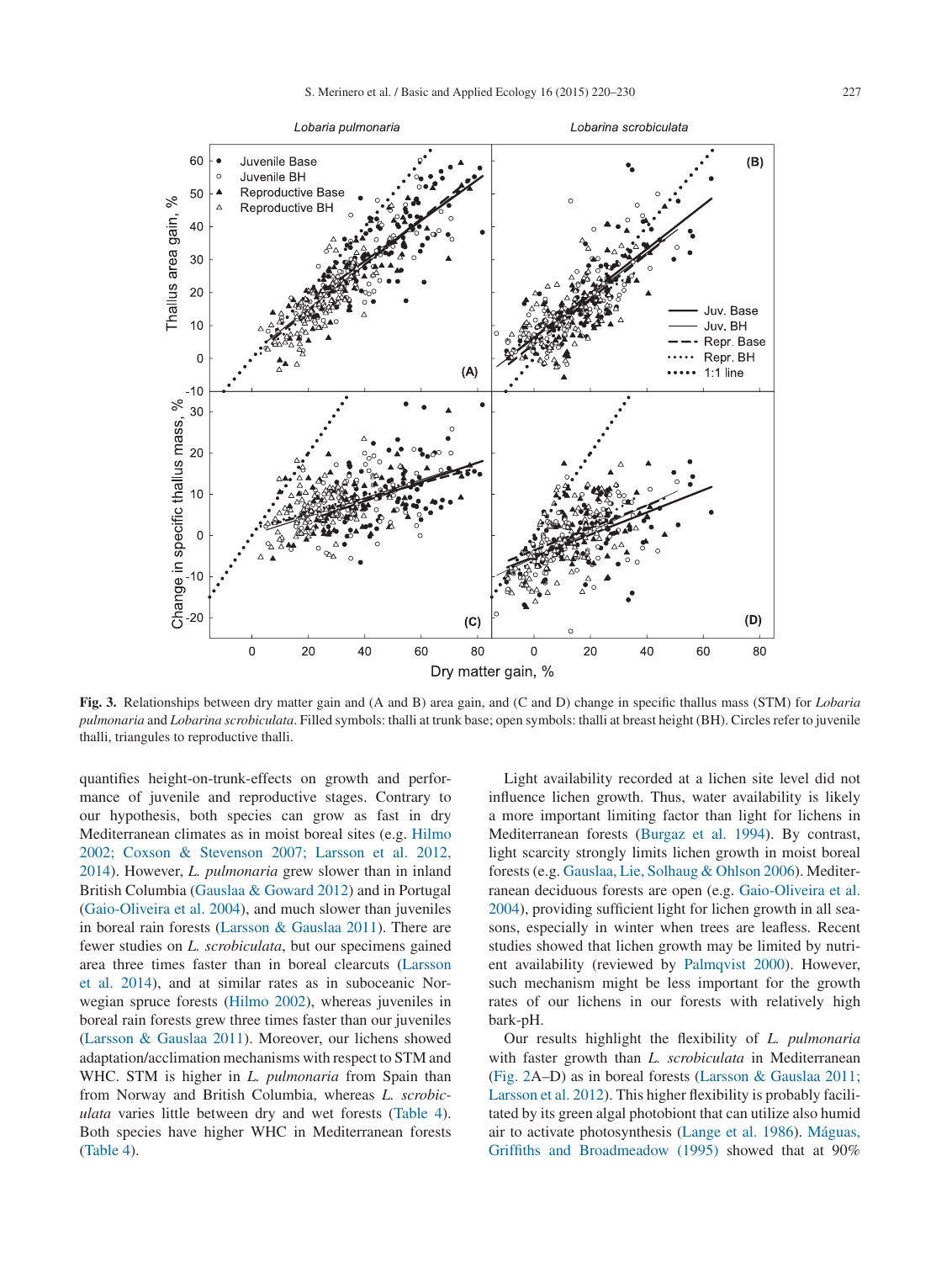**Fig. 3.** Relationships between dry matter gain and (A and B) area gain, and (C and D) change in specific thallus mass (STM) for *Lobaria pulmonaria* and *Lobarina scrobiculata*. Filled symbols: thalli at trunk base; open symbols: thalli at breast height (BH). Circles refer to juvenile thalli, triangles to reproductive thalli.

quantifies height-on-trunk-effects on growth and performance of juvenile and reproductive stages. Contrary to our hypothesis, both species can grow as fast in dry Mediterranean climates as in moist boreal sites (e.g. Hilmo 2002; Coxson & Stevenson 2007; Larsson et al. 2012, 2014). However, *L. pulmonaria* grew slower than in inland British Columbia (Gauslaa & Goward 2012) and in Portugal (Gaio-Oliveira et al. 2004), and much slower than juveniles in boreal rain forests (Larsson & Gauslaa 2011). There are fewer studies on *L. scrobiculata*, but our specimens gained area three times faster than in boreal clearcuts (Larsson et al. 2014), and at similar rates as in suboceanic Norwegian spruce forests (Hilmo 2002), whereas juveniles in boreal rain forests grew three times faster than our juveniles (Larsson & Gauslaa 2011). Moreover, our lichens showed adaptation/acclimation mechanisms with respect to STM and WHC. STM is higher in *L. pulmonaria* from Spain than from Norway and British Columbia, whereas *L. scrobiculata* varies little between dry and wet forests (Table 4). Both species have higher WHC in Mediterranean forests (Table 4).

Light availability recorded at a lichen site level did not influence lichen growth. Thus, water availability is likely a more important limiting factor than light for lichens in Mediterranean forests (Burgaz et al. 1994). By contrast, light scarcity strongly limits lichen growth in moist boreal forests (e.g. Gauslaa, Lie, Solhaug & Ohlson 2006). Mediterranean deciduous forests are open (e.g. Gaio-Oliveira et al. 2004), providing sufficient light for lichen growth in all seasons, especially in winter when trees are leafless. Recent studies showed that lichen growth may be limited by nutrient availability (reviewed by Palmqvist 2000). However, such mechanism might be less important for the growth rates of our lichens in our forests with relatively high bark-pH.

Our results highlight the flexibility of *L. pulmonaria* with faster growth than *L. scrobiculata* in Mediterranean (Fig. 2A–D) as in boreal forests (Larsson & Gauslaa 2011; Larsson et al. 2012). This higher flexibility is probably facilitated by its green algal photobiont that can utilize also humid air to activate photosynthesis (Lange et al. 1986). Máguas, Griffiths and Broadmeadow (1995) showed that at 90%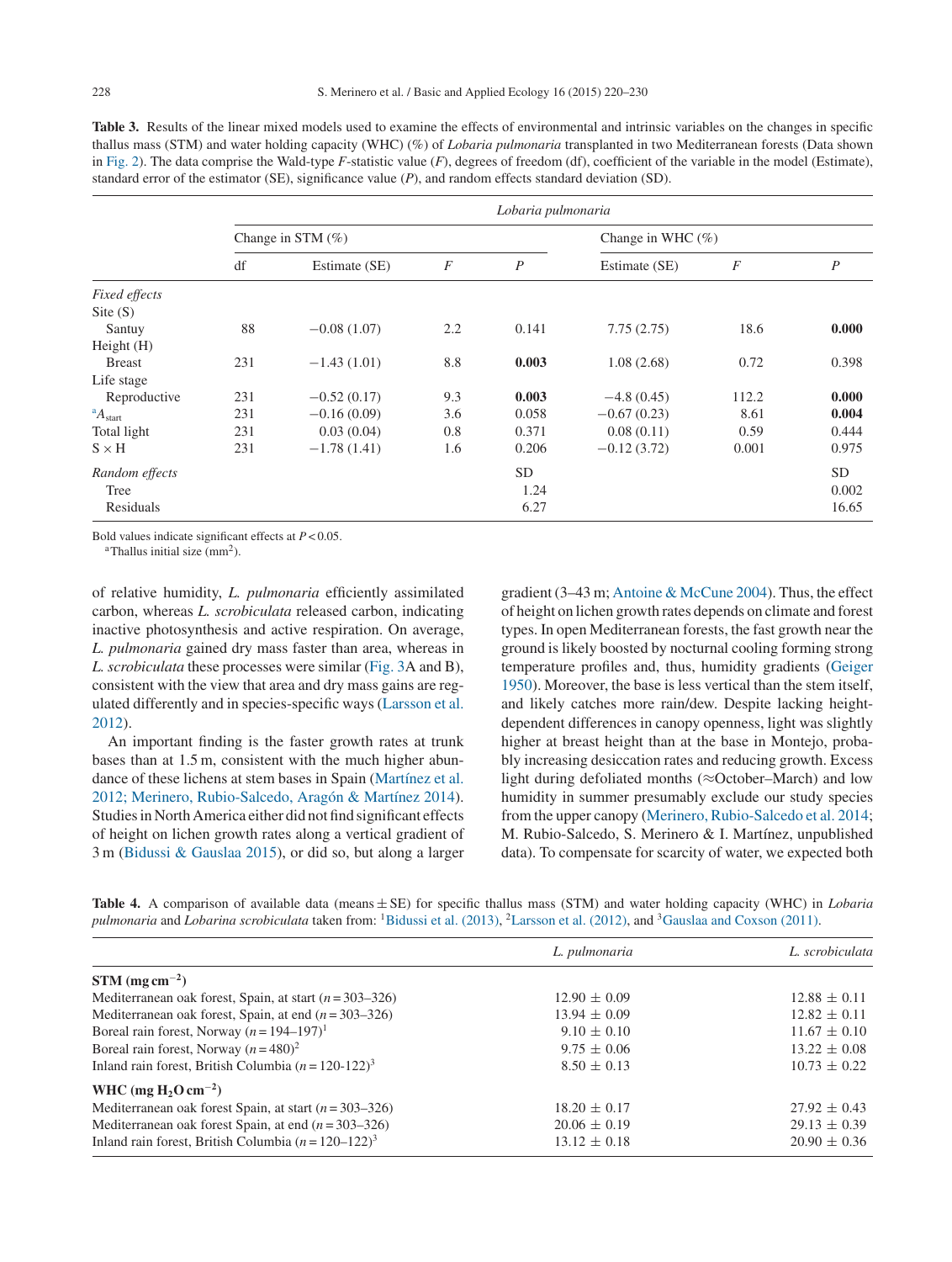**Table 3.** Results of the linear mixed models used to examine the effects of environmental and intrinsic variables on the changes in specific thallus mass (STM) and water holding capacity (WHC) (%) of *Lobaria pulmonaria* transplanted in two Mediterranean forests (Data shown in Fig. 2). The data comprise the Wald-type *F*-statistic value (*F*), degrees of freedom (df), coefficient of the variable in the model (Estimate), standard error of the estimator (SE), significance value (*P*), and random effects standard deviation (SD).

| | *Lobaria pulmonaria* | | | | | | |
|---|---|---|---|---|---|---|---|
| | Change in STM (%) | | | | Change in WHC (%) | | |
| | df | Estimate (SE) | *F* | *P* | Estimate (SE) | *F* | *P* |
| *Fixed effects* | | | | | | | |
| Site (S) | | | | | | | |
| Santuy | 88 | −0.08 (1.07) | 2.2 | 0.141 | 7.75 (2.75) | 18.6 | **0.000** |
| Height (H) | | | | | | | |
| Breast | 231 | −1.43 (1.01) | 8.8 | **0.003** | 1.08 (2.68) | 0.72 | 0.398 |
| Life stage | | | | | | | |
| Reproductive | 231 | −0.52 (0.17) | 9.3 | **0.003** | −4.8 (0.45) | 112.2 | **0.000** |
| [a]$A_{start}$ | 231 | −0.16 (0.09) | 3.6 | 0.058 | −0.67 (0.23) | 8.61 | **0.004** |
| Total light | 231 | 0.03 (0.04) | 0.8 | 0.371 | 0.08 (0.11) | 0.59 | 0.444 |
| S × H | 231 | −1.78 (1.41) | 1.6 | 0.206 | −0.12 (3.72) | 0.001 | 0.975 |
| *Random effects* | | | | SD | | | SD |
| Tree | | | | 1.24 | | | 0.002 |
| Residuals | | | | 6.27 | | | 16.65 |

Bold values indicate significant effects at $P < 0.05$.
[a]Thallus initial size (mm$^2$).

of relative humidity, *L. pulmonaria* efficiently assimilated carbon, whereas *L. scrobiculata* released carbon, indicating inactive photosynthesis and active respiration. On average, *L. pulmonaria* gained dry mass faster than area, whereas in *L. scrobiculata* these processes were similar (Fig. 3A and B), consistent with the view that area and dry mass gains are regulated differently and in species-specific ways (Larsson et al. 2012).

An important finding is the faster growth rates at trunk bases than at 1.5 m, consistent with the much higher abundance of these lichens at stem bases in Spain (Martínez et al. 2012; Merinero, Rubio-Salcedo, Aragón & Martínez 2014). Studies in North America either did not find significant effects of height on lichen growth rates along a vertical gradient of 3 m (Bidussi & Gauslaa 2015), or did so, but along a larger gradient (3–43 m; Antoine & McCune 2004). Thus, the effect of height on lichen growth rates depends on climate and forest types. In open Mediterranean forests, the fast growth near the ground is likely boosted by nocturnal cooling forming strong temperature profiles and, thus, humidity gradients (Geiger 1950). Moreover, the base is less vertical than the stem itself, and likely catches more rain/dew. Despite lacking height-dependent differences in canopy openness, light was slightly higher at breast height than at the base in Montejo, probably increasing desiccation rates and reducing growth. Excess light during defoliated months (≈October–March) and low humidity in summer presumably exclude our study species from the upper canopy (Merinero, Rubio-Salcedo et al. 2014; M. Rubio-Salcedo, S. Merinero & I. Martínez, unpublished data). To compensate for scarcity of water, we expected both

**Table 4.** A comparison of available data (means ± SE) for specific thallus mass (STM) and water holding capacity (WHC) in *Lobaria pulmonaria* and *Lobarina scrobiculata* taken from: [1]Bidussi et al. (2013), [2]Larsson et al. (2012), and [3]Gauslaa and Coxson (2011).

| | *L. pulmonaria* | *L. scrobiculata* |
|---|---|---|
| **STM (mg cm$^{-2}$)** | | |
| Mediterranean oak forest, Spain, at start ($n$ = 303–326) | 12.90 ± 0.09 | 12.88 ± 0.11 |
| Mediterranean oak forest, Spain, at end ($n$ = 303–326) | 13.94 ± 0.09 | 12.82 ± 0.11 |
| Boreal rain forest, Norway ($n$ = 194–197)[1] | 9.10 ± 0.10 | 11.67 ± 0.10 |
| Boreal rain forest, Norway ($n$ = 480)[2] | 9.75 ± 0.06 | 13.22 ± 0.08 |
| Inland rain forest, British Columbia ($n$ = 120-122)[3] | 8.50 ± 0.13 | 10.73 ± 0.22 |
| **WHC (mg $H_2O$ cm$^{-2}$)** | | |
| Mediterranean oak forest Spain, at start ($n$ = 303–326) | 18.20 ± 0.17 | 27.92 ± 0.43 |
| Mediterranean oak forest Spain, at end ($n$ = 303–326) | 20.06 ± 0.19 | 29.13 ± 0.39 |
| Inland rain forest, British Columbia ($n$ = 120–122)[3] | 13.12 ± 0.18 | 20.90 ± 0.36 |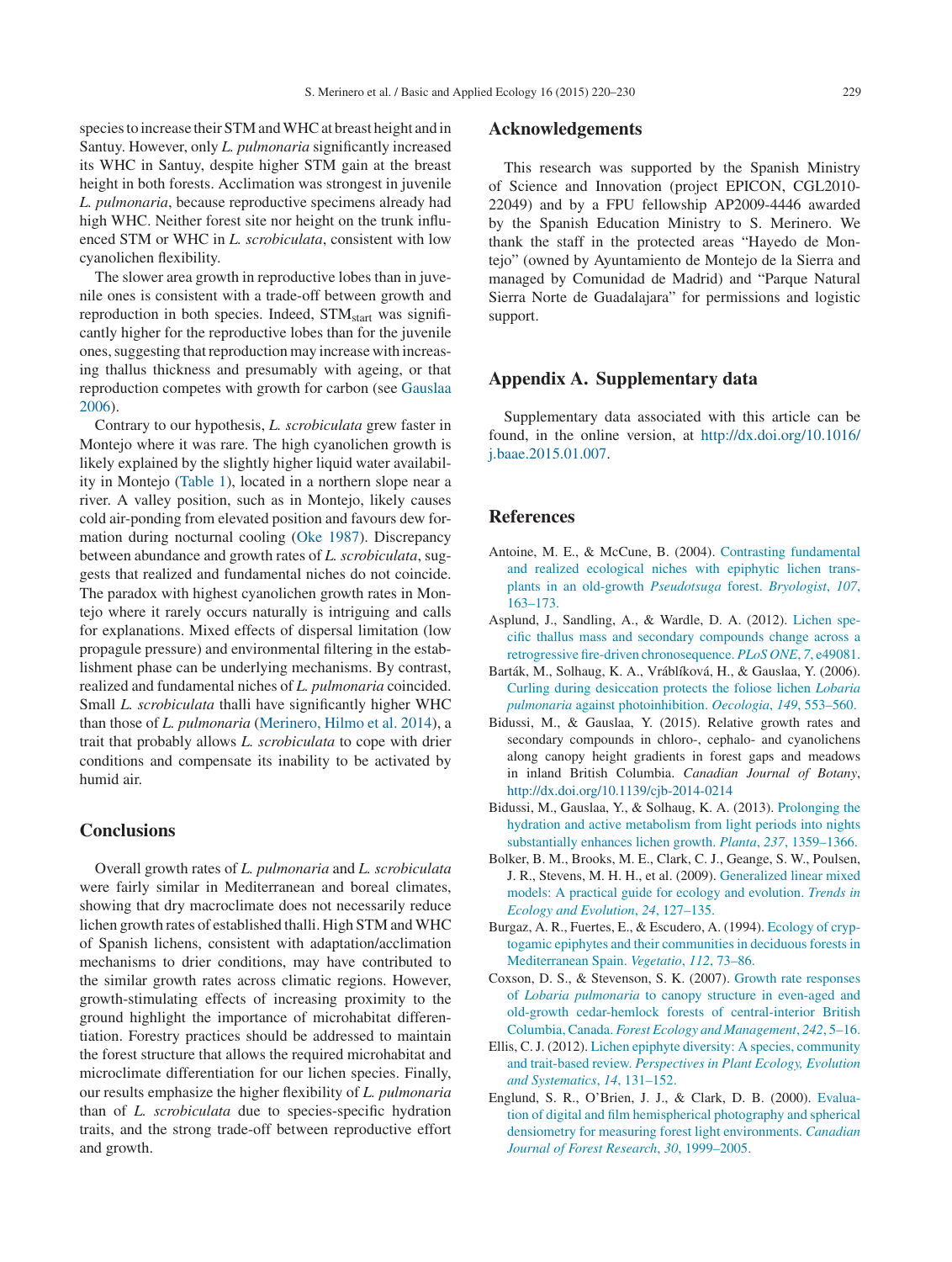species to increase their STM and WHC at breast height and in Santuy. However, only *L. pulmonaria* significantly increased its WHC in Santuy, despite higher STM gain at the breast height in both forests. Acclimation was strongest in juvenile *L. pulmonaria*, because reproductive specimens already had high WHC. Neither forest site nor height on the trunk influenced STM or WHC in *L. scrobiculata*, consistent with low cyanolichen flexibility.

The slower area growth in reproductive lobes than in juvenile ones is consistent with a trade-off between growth and reproduction in both species. Indeed, $STM_{start}$ was significantly higher for the reproductive lobes than for the juvenile ones, suggesting that reproduction may increase with increasing thallus thickness and presumably with ageing, or that reproduction competes with growth for carbon (see Gauslaa 2006).

Contrary to our hypothesis, *L. scrobiculata* grew faster in Montejo where it was rare. The high cyanolichen growth is likely explained by the slightly higher liquid water availability in Montejo (Table 1), located in a northern slope near a river. A valley position, such as in Montejo, likely causes cold air-ponding from elevated position and favours dew formation during nocturnal cooling (Oke 1987). Discrepancy between abundance and growth rates of *L. scrobiculata*, suggests that realized and fundamental niches do not coincide. The paradox with highest cyanolichen growth rates in Montejo where it rarely occurs naturally is intriguing and calls for explanations. Mixed effects of dispersal limitation (low propagule pressure) and environmental filtering in the establishment phase can be underlying mechanisms. By contrast, realized and fundamental niches of *L. pulmonaria* coincided. Small *L. scrobiculata* thalli have significantly higher WHC than those of *L. pulmonaria* (Merinero, Hilmo et al. 2014), a trait that probably allows *L. scrobiculata* to cope with drier conditions and compensate its inability to be activated by humid air.

## Conclusions

Overall growth rates of *L. pulmonaria* and *L. scrobiculata* were fairly similar in Mediterranean and boreal climates, showing that dry macroclimate does not necessarily reduce lichen growth rates of established thalli. High STM and WHC of Spanish lichens, consistent with adaptation/acclimation mechanisms to drier conditions, may have contributed to the similar growth rates across climatic regions. However, growth-stimulating effects of increasing proximity to the ground highlight the importance of microhabitat differentiation. Forestry practices should be addressed to maintain the forest structure that allows the required microhabitat and microclimate differentiation for our lichen species. Finally, our results emphasize the higher flexibility of *L. pulmonaria* than of *L. scrobiculata* due to species-specific hydration traits, and the strong trade-off between reproductive effort and growth.

## Acknowledgements

This research was supported by the Spanish Ministry of Science and Innovation (project EPICON, CGL2010-22049) and by a FPU fellowship AP2009-4446 awarded by the Spanish Education Ministry to S. Merinero. We thank the staff in the protected areas "Hayedo de Montejo" (owned by Ayuntamiento de Montejo de la Sierra and managed by Comunidad de Madrid) and "Parque Natural Sierra Norte de Guadalajara" for permissions and logistic support.

## Appendix A. Supplementary data

Supplementary data associated with this article can be found, in the online version, at http://dx.doi.org/10.1016/j.baae.2015.01.007.

## References

Antoine, M. E., & McCune, B. (2004). Contrasting fundamental and realized ecological niches with epiphytic lichen transplants in an old-growth *Pseudotsuga* forest. *Bryologist*, *107*, 163–173.

Asplund, J., Sandling, A., & Wardle, D. A. (2012). Lichen specific thallus mass and secondary compounds change across a retrogressive fire-driven chronosequence. *PLoS ONE*, *7*, e49081.

Barták, M., Solhaug, K. A., Vráblíková, H., & Gauslaa, Y. (2006). Curling during desiccation protects the foliose lichen *Lobaria pulmonaria* against photoinhibition. *Oecologia*, *149*, 553–560.

Bidussi, M., & Gauslaa, Y. (2015). Relative growth rates and secondary compounds in chloro-, cephalo- and cyanolichens along canopy height gradients in forest gaps and meadows in inland British Columbia. *Canadian Journal of Botany*, http://dx.doi.org/10.1139/cjb-2014-0214

Bidussi, M., Gauslaa, Y., & Solhaug, K. A. (2013). Prolonging the hydration and active metabolism from light periods into nights substantially enhances lichen growth. *Planta*, *237*, 1359–1366.

Bolker, B. M., Brooks, M. E., Clark, C. J., Geange, S. W., Poulsen, J. R., Stevens, M. H. H., et al. (2009). Generalized linear mixed models: A practical guide for ecology and evolution. *Trends in Ecology and Evolution*, *24*, 127–135.

Burgaz, A. R., Fuertes, E., & Escudero, A. (1994). Ecology of cryptogamic epiphytes and their communities in deciduous forests in Mediterranean Spain. *Vegetatio*, *112*, 73–86.

Coxson, D. S., & Stevenson, S. K. (2007). Growth rate responses of *Lobaria pulmonaria* to canopy structure in even-aged and old-growth cedar-hemlock forests of central-interior British Columbia, Canada. *Forest Ecology and Management*, *242*, 5–16.

Ellis, C. J. (2012). Lichen epiphyte diversity: A species, community and trait-based review. *Perspectives in Plant Ecology, Evolution and Systematics*, *14*, 131–152.

Englund, S. R., O'Brien, J. J., & Clark, D. B. (2000). Evaluation of digital and film hemispherical photography and spherical densiometry for measuring forest light environments. *Canadian Journal of Forest Research*, *30*, 1999–2005.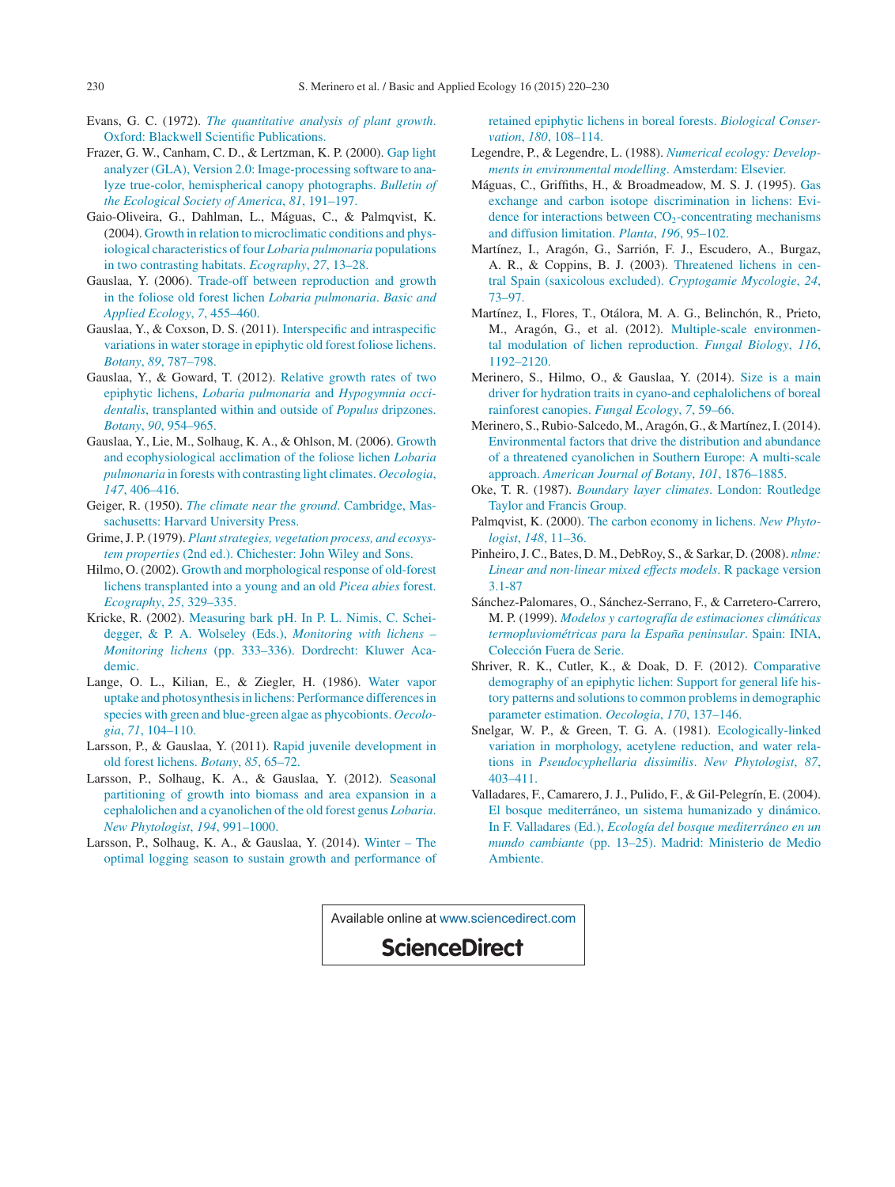Evans, G. C. (1972). *The quantitative analysis of plant growth*. Oxford: Blackwell Scientific Publications.

Frazer, G. W., Canham, C. D., & Lertzman, K. P. (2000). Gap light analyzer (GLA), Version 2.0: Image-processing software to analyze true-color, hemispherical canopy photographs. *Bulletin of the Ecological Society of America*, *81*, 191–197.

Gaio-Oliveira, G., Dahlman, L., Máguas, C., & Palmqvist, K. (2004). Growth in relation to microclimatic conditions and physiological characteristics of four *Lobaria pulmonaria* populations in two contrasting habitats. *Ecography*, *27*, 13–28.

Gauslaa, Y. (2006). Trade-off between reproduction and growth in the foliose old forest lichen *Lobaria pulmonaria*. *Basic and Applied Ecology*, *7*, 455–460.

Gauslaa, Y., & Coxson, D. S. (2011). Interspecific and intraspecific variations in water storage in epiphytic old forest foliose lichens. *Botany*, *89*, 787–798.

Gauslaa, Y., & Goward, T. (2012). Relative growth rates of two epiphytic lichens, *Lobaria pulmonaria* and *Hypogymnia occidentalis*, transplanted within and outside of *Populus* dripzones. *Botany*, *90*, 954–965.

Gauslaa, Y., Lie, M., Solhaug, K. A., & Ohlson, M. (2006). Growth and ecophysiological acclimation of the foliose lichen *Lobaria pulmonaria* in forests with contrasting light climates. *Oecologia*, *147*, 406–416.

Geiger, R. (1950). *The climate near the ground*. Cambridge, Massachusetts: Harvard University Press.

Grime, J. P. (1979). *Plant strategies, vegetation process, and ecosystem properties* (2nd ed.). Chichester: John Wiley and Sons.

Hilmo, O. (2002). Growth and morphological response of old-forest lichens transplanted into a young and an old *Picea abies* forest. *Ecography*, *25*, 329–335.

Kricke, R. (2002). Measuring bark pH. In P. L. Nimis, C. Scheidegger, & P. A. Wolseley (Eds.), *Monitoring with lichens – Monitoring lichens* (pp. 333–336). Dordrecht: Kluwer Academic.

Lange, O. L., Kilian, E., & Ziegler, H. (1986). Water vapor uptake and photosynthesis in lichens: Performance differences in species with green and blue-green algae as phycobionts. *Oecologia*, *71*, 104–110.

Larsson, P., & Gauslaa, Y. (2011). Rapid juvenile development in old forest lichens. *Botany*, *85*, 65–72.

Larsson, P., Solhaug, K. A., & Gauslaa, Y. (2012). Seasonal partitioning of growth into biomass and area expansion in a cephalolichen and a cyanolichen of the old forest genus *Lobaria*. *New Phytologist*, *194*, 991–1000.

Larsson, P., Solhaug, K. A., & Gauslaa, Y. (2014). Winter – The optimal logging season to sustain growth and performance of retained epiphytic lichens in boreal forests. *Biological Conservation*, *180*, 108–114.

Legendre, P., & Legendre, L. (1988). *Numerical ecology: Developments in environmental modelling*. Amsterdam: Elsevier.

Máguas, C., Griffiths, H., & Broadmeadow, M. S. J. (1995). Gas exchange and carbon isotope discrimination in lichens: Evidence for interactions between $CO_2$-concentrating mechanisms and diffusion limitation. *Planta*, *196*, 95–102.

Martínez, I., Aragón, G., Sarrión, F. J., Escudero, A., Burgaz, A. R., & Coppins, B. J. (2003). Threatened lichens in central Spain (saxicolous excluded). *Cryptogamie Mycologie*, *24*, 73–97.

Martínez, I., Flores, T., Otálora, M. A. G., Belinchón, R., Prieto, M., Aragón, G., et al. (2012). Multiple-scale environmental modulation of lichen reproduction. *Fungal Biology*, *116*, 1192–2120.

Merinero, S., Hilmo, O., & Gauslaa, Y. (2014). Size is a main driver for hydration traits in cyano-and cephalolichens of boreal rainforest canopies. *Fungal Ecology*, *7*, 59–66.

Merinero, S., Rubio-Salcedo, M., Aragón, G., & Martínez, I. (2014). Environmental factors that drive the distribution and abundance of a threatened cyanolichen in Southern Europe: A multi-scale approach. *American Journal of Botany*, *101*, 1876–1885.

Oke, T. R. (1987). *Boundary layer climates*. London: Routledge Taylor and Francis Group.

Palmqvist, K. (2000). The carbon economy in lichens. *New Phytologist*, *148*, 11–36.

Pinheiro, J. C., Bates, D. M., DebRoy, S., & Sarkar, D. (2008). *nlme: Linear and non-linear mixed effects models*. R package version 3.1-87

Sánchez-Palomares, O., Sánchez-Serrano, F., & Carretero-Carrero, M. P. (1999). *Modelos y cartografía de estimaciones climáticas termopluviométricas para la España peninsular*. Spain: INIA, Colección Fuera de Serie.

Shriver, R. K., Cutler, K., & Doak, D. F. (2012). Comparative demography of an epiphytic lichen: Support for general life history patterns and solutions to common problems in demographic parameter estimation. *Oecologia*, *170*, 137–146.

Snelgar, W. P., & Green, T. G. A. (1981). Ecologically-linked variation in morphology, acetylene reduction, and water relations in *Pseudocyphellaria dissimilis*. *New Phytologist*, *87*, 403–411.

Valladares, F., Camarero, J. J., Pulido, F., & Gil-Pelegrín, E. (2004). El bosque mediterráneo, un sistema humanizado y dinámico. In F. Valladares (Ed.), *Ecología del bosque mediterráneo en un mundo cambiante* (pp. 13–25). Madrid: Ministerio de Medio Ambiente.

Available online at www.sciencedirect.com

**ScienceDirect**